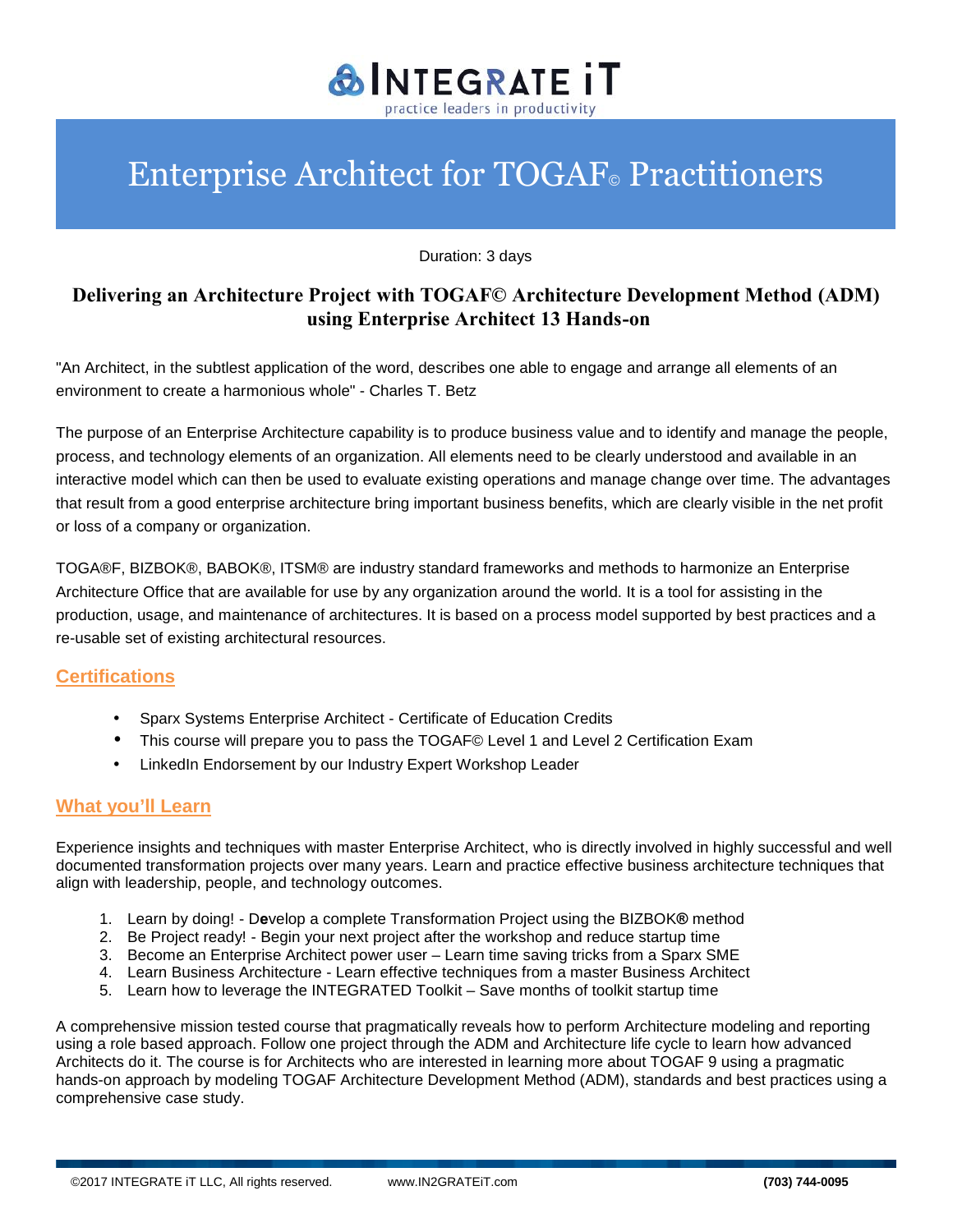# INTEGRATE iT

practice leaders in productivity

# Enterprise Architect for TOGAF© Practitioners

Duration: 3 days

## Delivering an Architecture Project with TOGAF© Architecture Development Method (ADM) using Enterprise Architect 13 Hands-on

"An Architect, in the subtlest application of the word, describes one able to engage and arrange all elements of an environment to create a harmonious whole" - Charles T. Betz

The purpose of an Enterprise Architecture capability is to produce business value and to identify and manage the people, process, and technology elements of an organization. All elements need to be clearly understood and available in an interactive model which can then be used to evaluate existing operations and manage change over time. The advantages that result from a good enterprise architecture bring important business benefits, which are clearly visible in the net profit or loss of a company or organization.

TOGA®F, BIZBOK®, BABOK®, ITSM® are industry standard frameworks and methods to harmonize an Enterprise Architecture Office that are available for use by any organization around the world. It is a tool for assisting in the production, usage, and maintenance of architectures. It is based on a process model supported by best practices and a re-usable set of existing architectural resources.

## Certifications

- Sparx Systems Enterprise Architect - Certificate of Education Credits
- This course will prepare you to pass the TOGAF© Level 1 and Level 2 Certification Exam
- LinkedIn Endorsement by our Industry Expert Workshop Leader

## What you'll Learn

Experience insights and techniques with master Enterprise Architect, who is directly involved in highly successful and well documented transformation projects over many years. Learn and practice effective business architecture techniques that align with leadership, people, and technology outcomes.

1. Learn by doing! - Develop a complete Transformation Project using the BIZBOK® method
2. Be Project ready! - Begin your next project after the workshop and reduce startup time
3. Become an Enterprise Architect power user – Learn time saving tricks from a Sparx SME
4. Learn Business Architecture - Learn effective techniques from a master Business Architect
5. Learn how to leverage the INTEGRATED Toolkit – Save months of toolkit startup time

A comprehensive mission tested course that pragmatically reveals how to perform Architecture modeling and reporting using a role based approach. Follow one project through the ADM and Architecture life cycle to learn how advanced Architects do it. The course is for Architects who are interested in learning more about TOGAF 9 using a pragmatic hands-on approach by modeling TOGAF Architecture Development Method (ADM), standards and best practices using a comprehensive case study.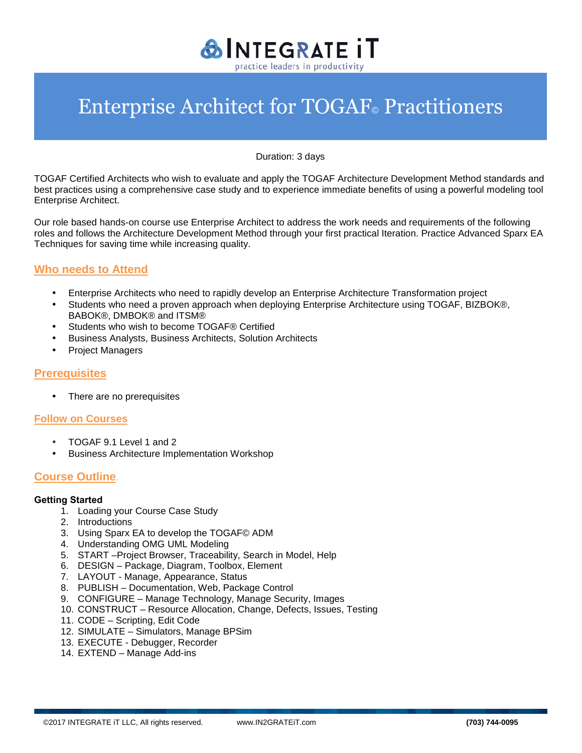# Enterprise Architect for TOGAF© Practitioners

Duration: 3 days

TOGAF Certified Architects who wish to evaluate and apply the TOGAF Architecture Development Method standards and best practices using a comprehensive case study and to experience immediate benefits of using a powerful modeling tool Enterprise Architect.

Our role based hands-on course use Enterprise Architect to address the work needs and requirements of the following roles and follows the Architecture Development Method through your first practical Iteration. Practice Advanced Sparx EA Techniques for saving time while increasing quality.

## Who needs to Attend

- Enterprise Architects who need to rapidly develop an Enterprise Architecture Transformation project
- Students who need a proven approach when deploying Enterprise Architecture using TOGAF, BIZBOK®, BABOK®, DMBOK® and ITSM®
- Students who wish to become TOGAF® Certified
- Business Analysts, Business Architects, Solution Architects
- Project Managers

## Prerequisites

- There are no prerequisites

## Follow on Courses

- TOGAF 9.1 Level 1 and 2
- Business Architecture Implementation Workshop

## Course Outline.

**Getting Started**

1. Loading your Course Case Study
2. Introductions
3. Using Sparx EA to develop the TOGAF© ADM
4. Understanding OMG UML Modeling
5. START –Project Browser, Traceability, Search in Model, Help
6. DESIGN – Package, Diagram, Toolbox, Element
7. LAYOUT - Manage, Appearance, Status
8. PUBLISH – Documentation, Web, Package Control
9. CONFIGURE – Manage Technology, Manage Security, Images
10. CONSTRUCT – Resource Allocation, Change, Defects, Issues, Testing
11. CODE – Scripting, Edit Code
12. SIMULATE – Simulators, Manage BPSim
13. EXECUTE - Debugger, Recorder
14. EXTEND – Manage Add-ins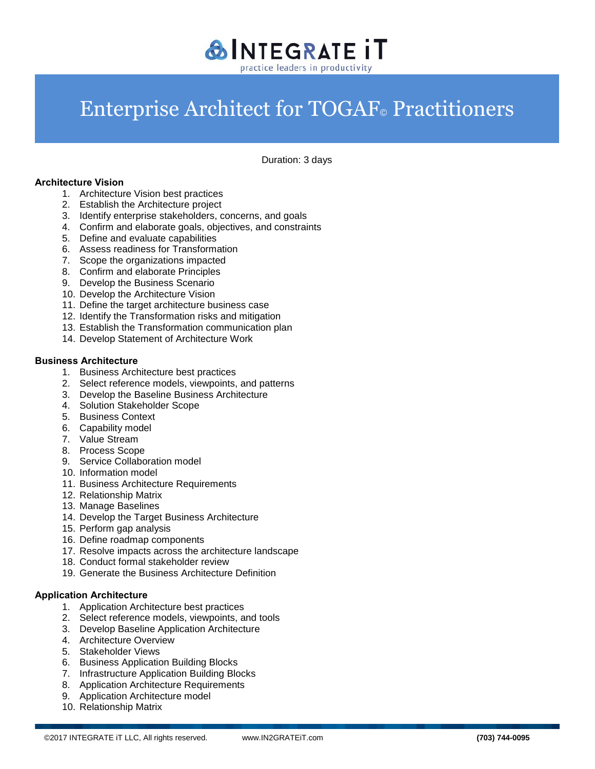# Enterprise Architect for TOGAF© Practitioners

Duration: 3 days

**Architecture Vision**

1. Architecture Vision best practices
2. Establish the Architecture project
3. Identify enterprise stakeholders, concerns, and goals
4. Confirm and elaborate goals, objectives, and constraints
5. Define and evaluate capabilities
6. Assess readiness for Transformation
7. Scope the organizations impacted
8. Confirm and elaborate Principles
9. Develop the Business Scenario
10. Develop the Architecture Vision
11. Define the target architecture business case
12. Identify the Transformation risks and mitigation
13. Establish the Transformation communication plan
14. Develop Statement of Architecture Work

**Business Architecture**

1. Business Architecture best practices
2. Select reference models, viewpoints, and patterns
3. Develop the Baseline Business Architecture
4. Solution Stakeholder Scope
5. Business Context
6. Capability model
7. Value Stream
8. Process Scope
9. Service Collaboration model
10. Information model
11. Business Architecture Requirements
12. Relationship Matrix
13. Manage Baselines
14. Develop the Target Business Architecture
15. Perform gap analysis
16. Define roadmap components
17. Resolve impacts across the architecture landscape
18. Conduct formal stakeholder review
19. Generate the Business Architecture Definition

**Application Architecture**

1. Application Architecture best practices
2. Select reference models, viewpoints, and tools
3. Develop Baseline Application Architecture
4. Architecture Overview
5. Stakeholder Views
6. Business Application Building Blocks
7. Infrastructure Application Building Blocks
8. Application Architecture Requirements
9. Application Architecture model
10. Relationship Matrix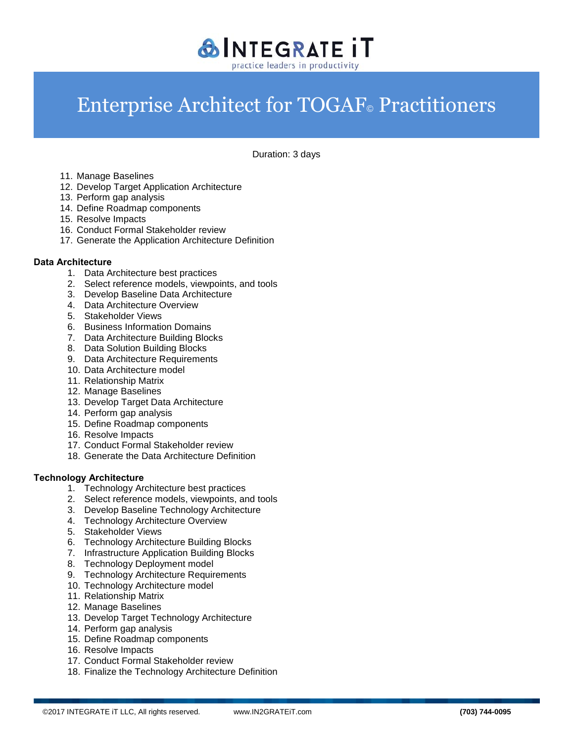# Enterprise Architect for TOGAF© Practitioners

Duration: 3 days

11. Manage Baselines
12. Develop Target Application Architecture
13. Perform gap analysis
14. Define Roadmap components
15. Resolve Impacts
16. Conduct Formal Stakeholder review
17. Generate the Application Architecture Definition

**Data Architecture**

1. Data Architecture best practices
2. Select reference models, viewpoints, and tools
3. Develop Baseline Data Architecture
4. Data Architecture Overview
5. Stakeholder Views
6. Business Information Domains
7. Data Architecture Building Blocks
8. Data Solution Building Blocks
9. Data Architecture Requirements
10. Data Architecture model
11. Relationship Matrix
12. Manage Baselines
13. Develop Target Data Architecture
14. Perform gap analysis
15. Define Roadmap components
16. Resolve Impacts
17. Conduct Formal Stakeholder review
18. Generate the Data Architecture Definition

**Technology Architecture**

1. Technology Architecture best practices
2. Select reference models, viewpoints, and tools
3. Develop Baseline Technology Architecture
4. Technology Architecture Overview
5. Stakeholder Views
6. Technology Architecture Building Blocks
7. Infrastructure Application Building Blocks
8. Technology Deployment model
9. Technology Architecture Requirements
10. Technology Architecture model
11. Relationship Matrix
12. Manage Baselines
13. Develop Target Technology Architecture
14. Perform gap analysis
15. Define Roadmap components
16. Resolve Impacts
17. Conduct Formal Stakeholder review
18. Finalize the Technology Architecture Definition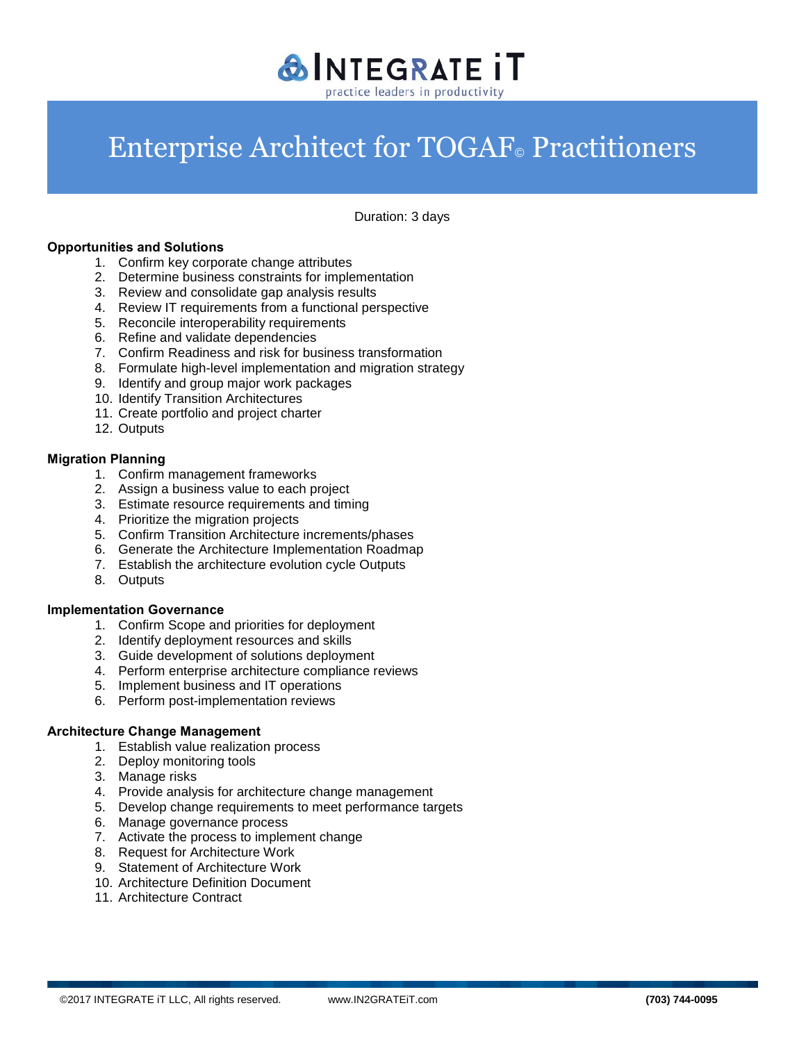# Enterprise Architect for TOGAF© Practitioners

Duration: 3 days

**Opportunities and Solutions**

1. Confirm key corporate change attributes
2. Determine business constraints for implementation
3. Review and consolidate gap analysis results
4. Review IT requirements from a functional perspective
5. Reconcile interoperability requirements
6. Refine and validate dependencies
7. Confirm Readiness and risk for business transformation
8. Formulate high-level implementation and migration strategy
9. Identify and group major work packages
10. Identify Transition Architectures
11. Create portfolio and project charter
12. Outputs

**Migration Planning**

1. Confirm management frameworks
2. Assign a business value to each project
3. Estimate resource requirements and timing
4. Prioritize the migration projects
5. Confirm Transition Architecture increments/phases
6. Generate the Architecture Implementation Roadmap
7. Establish the architecture evolution cycle Outputs
8. Outputs

**Implementation Governance**

1. Confirm Scope and priorities for deployment
2. Identify deployment resources and skills
3. Guide development of solutions deployment
4. Perform enterprise architecture compliance reviews
5. Implement business and IT operations
6. Perform post-implementation reviews

**Architecture Change Management**

1. Establish value realization process
2. Deploy monitoring tools
3. Manage risks
4. Provide analysis for architecture change management
5. Develop change requirements to meet performance targets
6. Manage governance process
7. Activate the process to implement change
8. Request for Architecture Work
9. Statement of Architecture Work
10. Architecture Definition Document
11. Architecture Contract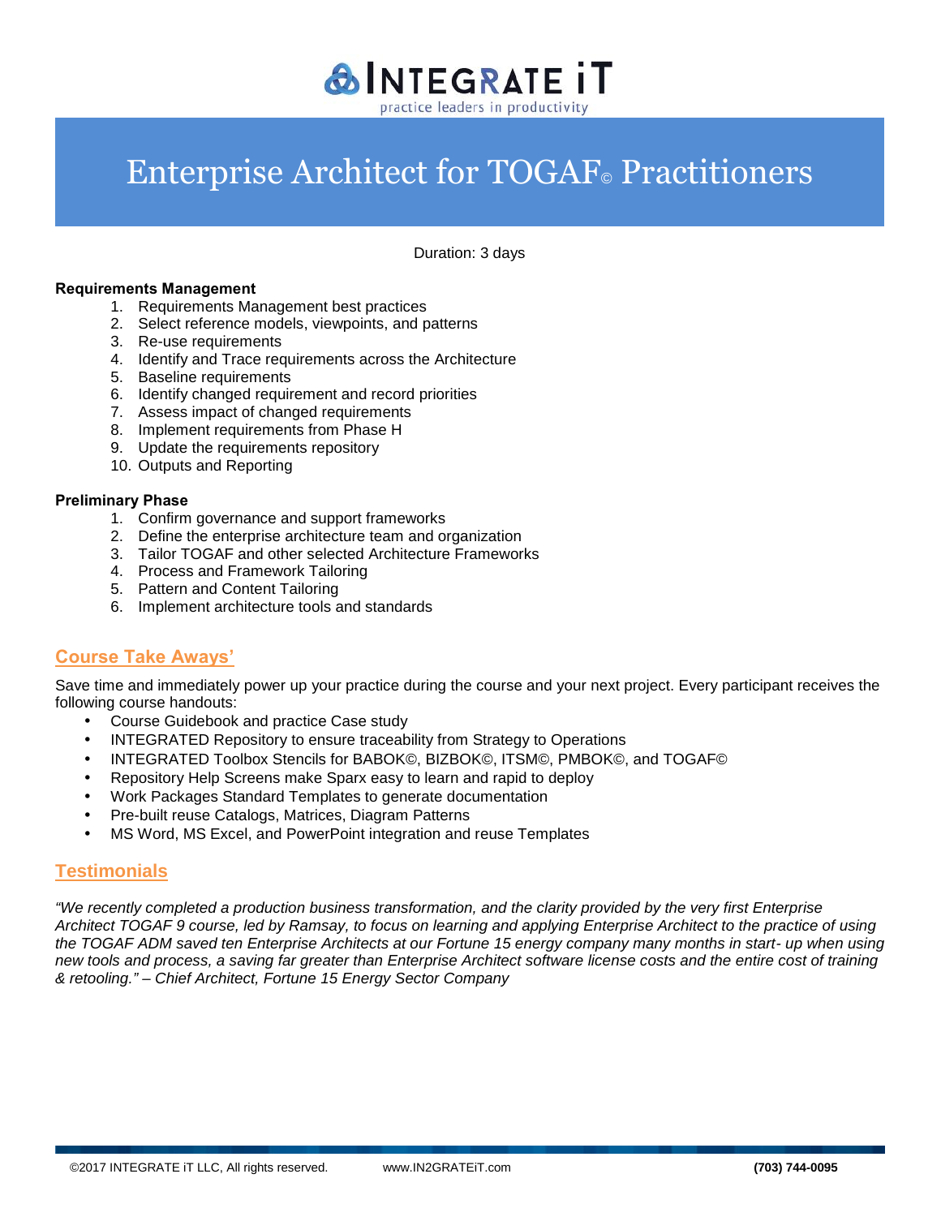# Enterprise Architect for TOGAF© Practitioners

Duration: 3 days

**Requirements Management**

1. Requirements Management best practices
2. Select reference models, viewpoints, and patterns
3. Re-use requirements
4. Identify and Trace requirements across the Architecture
5. Baseline requirements
6. Identify changed requirement and record priorities
7. Assess impact of changed requirements
8. Implement requirements from Phase H
9. Update the requirements repository
10. Outputs and Reporting

**Preliminary Phase**

1. Confirm governance and support frameworks
2. Define the enterprise architecture team and organization
3. Tailor TOGAF and other selected Architecture Frameworks
4. Process and Framework Tailoring
5. Pattern and Content Tailoring
6. Implement architecture tools and standards

## Course Take Aways'

Save time and immediately power up your practice during the course and your next project. Every participant receives the following course handouts:

- Course Guidebook and practice Case study
- INTEGRATED Repository to ensure traceability from Strategy to Operations
- INTEGRATED Toolbox Stencils for BABOK©, BIZBOK©, ITSM©, PMBOK©, and TOGAF©
- Repository Help Screens make Sparx easy to learn and rapid to deploy
- Work Packages Standard Templates to generate documentation
- Pre-built reuse Catalogs, Matrices, Diagram Patterns
- MS Word, MS Excel, and PowerPoint integration and reuse Templates

## Testimonials

*"We recently completed a production business transformation, and the clarity provided by the very first Enterprise Architect TOGAF 9 course, led by Ramsay, to focus on learning and applying Enterprise Architect to the practice of using the TOGAF ADM saved ten Enterprise Architects at our Fortune 15 energy company many months in start- up when using new tools and process, a saving far greater than Enterprise Architect software license costs and the entire cost of training & retooling." – Chief Architect, Fortune 15 Energy Sector Company*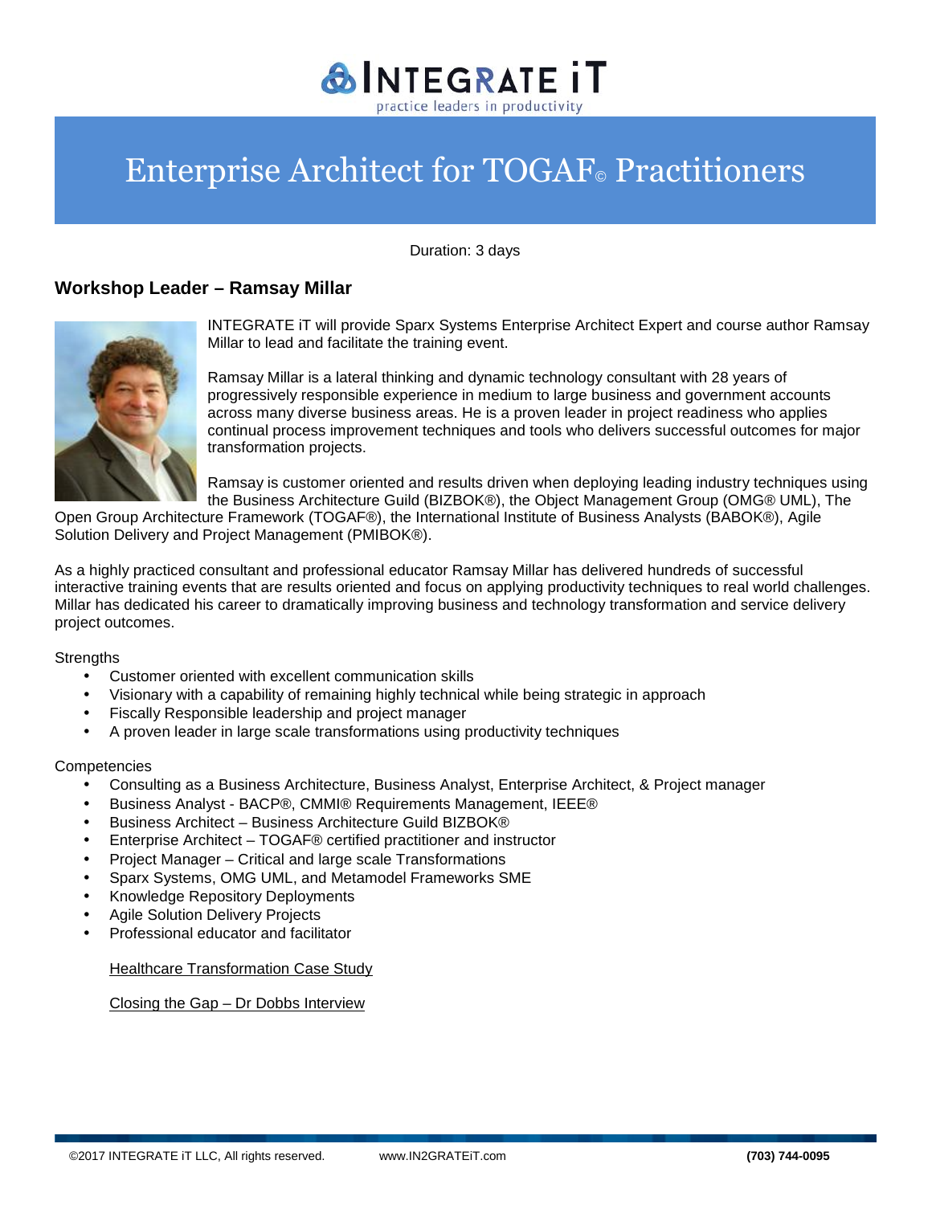# Enterprise Architect for TOGAF© Practitioners

Duration: 3 days

## Workshop Leader – Ramsay Millar

INTEGRATE iT will provide Sparx Systems Enterprise Architect Expert and course author Ramsay Millar to lead and facilitate the training event.

Ramsay Millar is a lateral thinking and dynamic technology consultant with 28 years of progressively responsible experience in medium to large business and government accounts across many diverse business areas. He is a proven leader in project readiness who applies continual process improvement techniques and tools who delivers successful outcomes for major transformation projects.

Ramsay is customer oriented and results driven when deploying leading industry techniques using the Business Architecture Guild (BIZBOK®), the Object Management Group (OMG® UML), The Open Group Architecture Framework (TOGAF®), the International Institute of Business Analysts (BABOK®), Agile Solution Delivery and Project Management (PMIBOK®).

As a highly practiced consultant and professional educator Ramsay Millar has delivered hundreds of successful interactive training events that are results oriented and focus on applying productivity techniques to real world challenges. Millar has dedicated his career to dramatically improving business and technology transformation and service delivery project outcomes.

Strengths

- Customer oriented with excellent communication skills
- Visionary with a capability of remaining highly technical while being strategic in approach
- Fiscally Responsible leadership and project manager
- A proven leader in large scale transformations using productivity techniques

Competencies

- Consulting as a Business Architecture, Business Analyst, Enterprise Architect, & Project manager
- Business Analyst - BACP®, CMMI® Requirements Management, IEEE®
- Business Architect – Business Architecture Guild BIZBOK®
- Enterprise Architect – TOGAF® certified practitioner and instructor
- Project Manager – Critical and large scale Transformations
- Sparx Systems, OMG UML, and Metamodel Frameworks SME
- Knowledge Repository Deployments
- Agile Solution Delivery Projects
- Professional educator and facilitator

Healthcare Transformation Case Study

Closing the Gap – Dr Dobbs Interview